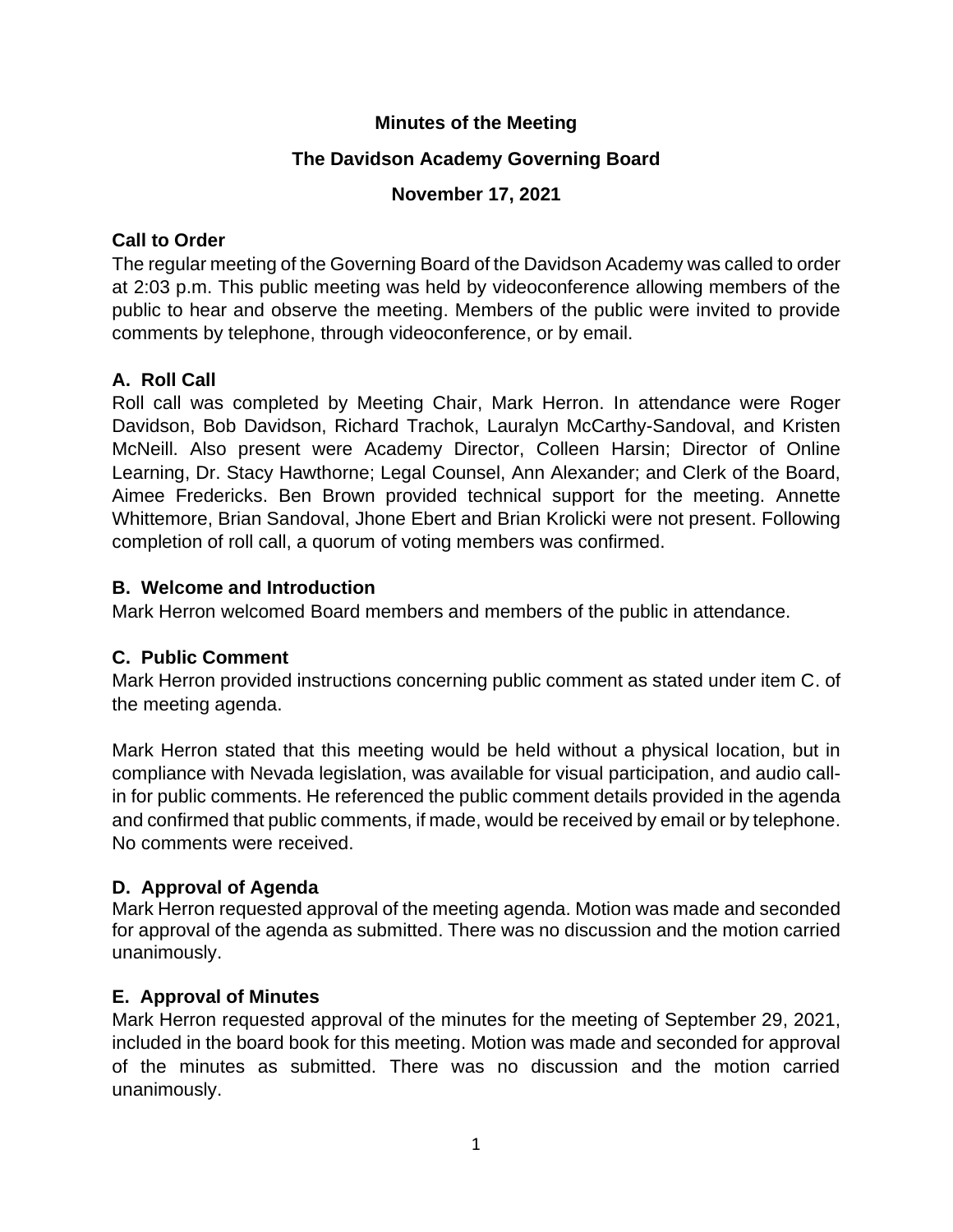# Minutes of the Meeting

## The Davidson Academy Governing Board

### November 17, 2021

**Call to Order**

The regular meeting of the Governing Board of the Davidson Academy was called to order at 2:03 p.m. This public meeting was held by videoconference allowing members of the public to hear and observe the meeting. Members of the public were invited to provide comments by telephone, through videoconference, or by email.

**A. Roll Call**

Roll call was completed by Meeting Chair, Mark Herron. In attendance were Roger Davidson, Bob Davidson, Richard Trachok, Lauralyn McCarthy-Sandoval, and Kristen McNeill. Also present were Academy Director, Colleen Harsin; Director of Online Learning, Dr. Stacy Hawthorne; Legal Counsel, Ann Alexander; and Clerk of the Board, Aimee Fredericks. Ben Brown provided technical support for the meeting. Annette Whittemore, Brian Sandoval, Jhone Ebert and Brian Krolicki were not present. Following completion of roll call, a quorum of voting members was confirmed.

**B. Welcome and Introduction**

Mark Herron welcomed Board members and members of the public in attendance.

**C. Public Comment**

Mark Herron provided instructions concerning public comment as stated under item C. of the meeting agenda.

Mark Herron stated that this meeting would be held without a physical location, but in compliance with Nevada legislation, was available for visual participation, and audio call-in for public comments. He referenced the public comment details provided in the agenda and confirmed that public comments, if made, would be received by email or by telephone. No comments were received.

**D. Approval of Agenda**

Mark Herron requested approval of the meeting agenda. Motion was made and seconded for approval of the agenda as submitted. There was no discussion and the motion carried unanimously.

**E. Approval of Minutes**

Mark Herron requested approval of the minutes for the meeting of September 29, 2021, included in the board book for this meeting. Motion was made and seconded for approval of the minutes as submitted. There was no discussion and the motion carried unanimously.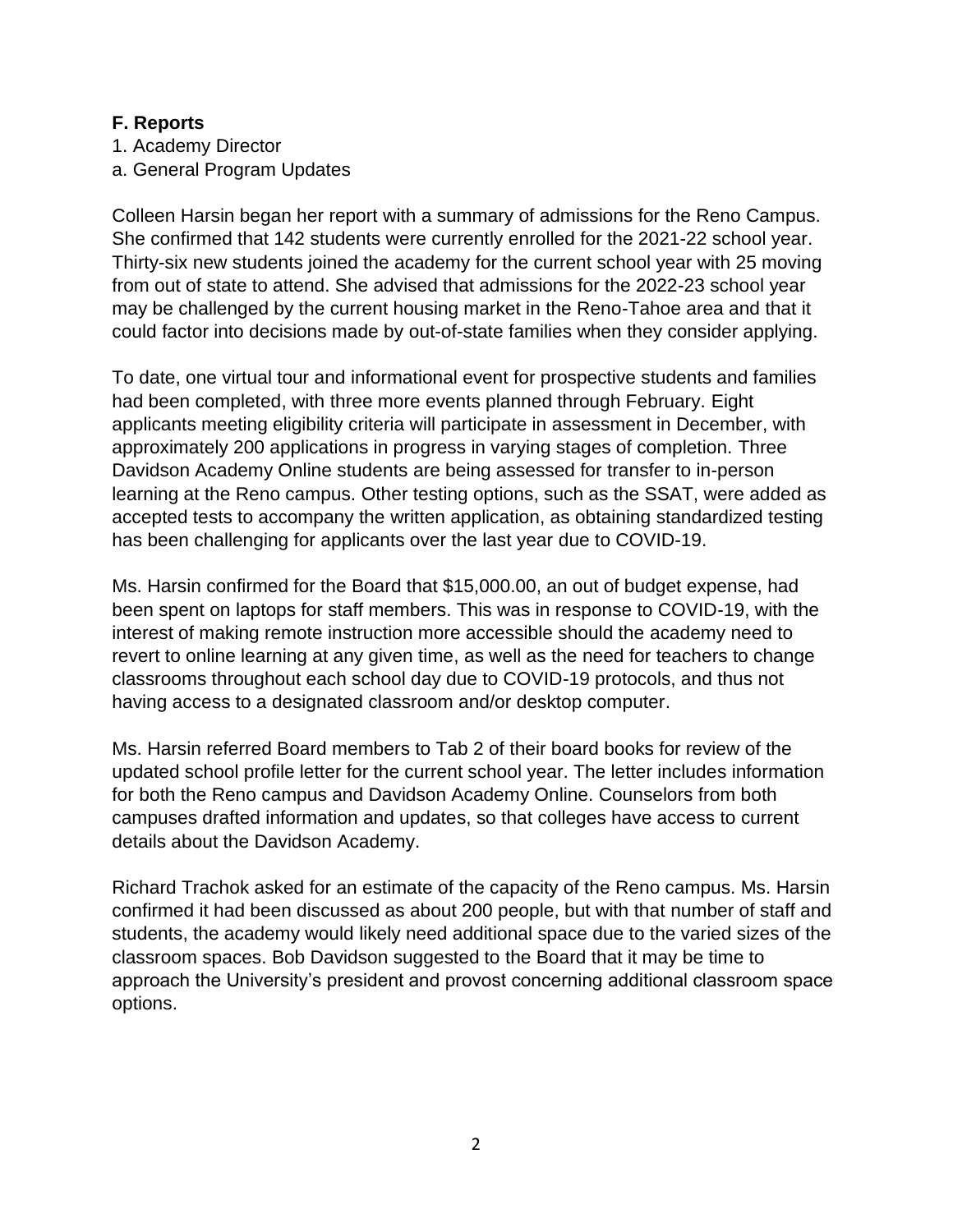**F. Reports**

1. Academy Director

a. General Program Updates

Colleen Harsin began her report with a summary of admissions for the Reno Campus. She confirmed that 142 students were currently enrolled for the 2021-22 school year. Thirty-six new students joined the academy for the current school year with 25 moving from out of state to attend. She advised that admissions for the 2022-23 school year may be challenged by the current housing market in the Reno-Tahoe area and that it could factor into decisions made by out-of-state families when they consider applying.

To date, one virtual tour and informational event for prospective students and families had been completed, with three more events planned through February. Eight applicants meeting eligibility criteria will participate in assessment in December, with approximately 200 applications in progress in varying stages of completion. Three Davidson Academy Online students are being assessed for transfer to in-person learning at the Reno campus. Other testing options, such as the SSAT, were added as accepted tests to accompany the written application, as obtaining standardized testing has been challenging for applicants over the last year due to COVID-19.

Ms. Harsin confirmed for the Board that $15,000.00, an out of budget expense, had been spent on laptops for staff members. This was in response to COVID-19, with the interest of making remote instruction more accessible should the academy need to revert to online learning at any given time, as well as the need for teachers to change classrooms throughout each school day due to COVID-19 protocols, and thus not having access to a designated classroom and/or desktop computer.

Ms. Harsin referred Board members to Tab 2 of their board books for review of the updated school profile letter for the current school year. The letter includes information for both the Reno campus and Davidson Academy Online. Counselors from both campuses drafted information and updates, so that colleges have access to current details about the Davidson Academy.

Richard Trachok asked for an estimate of the capacity of the Reno campus. Ms. Harsin confirmed it had been discussed as about 200 people, but with that number of staff and students, the academy would likely need additional space due to the varied sizes of the classroom spaces. Bob Davidson suggested to the Board that it may be time to approach the University's president and provost concerning additional classroom space options.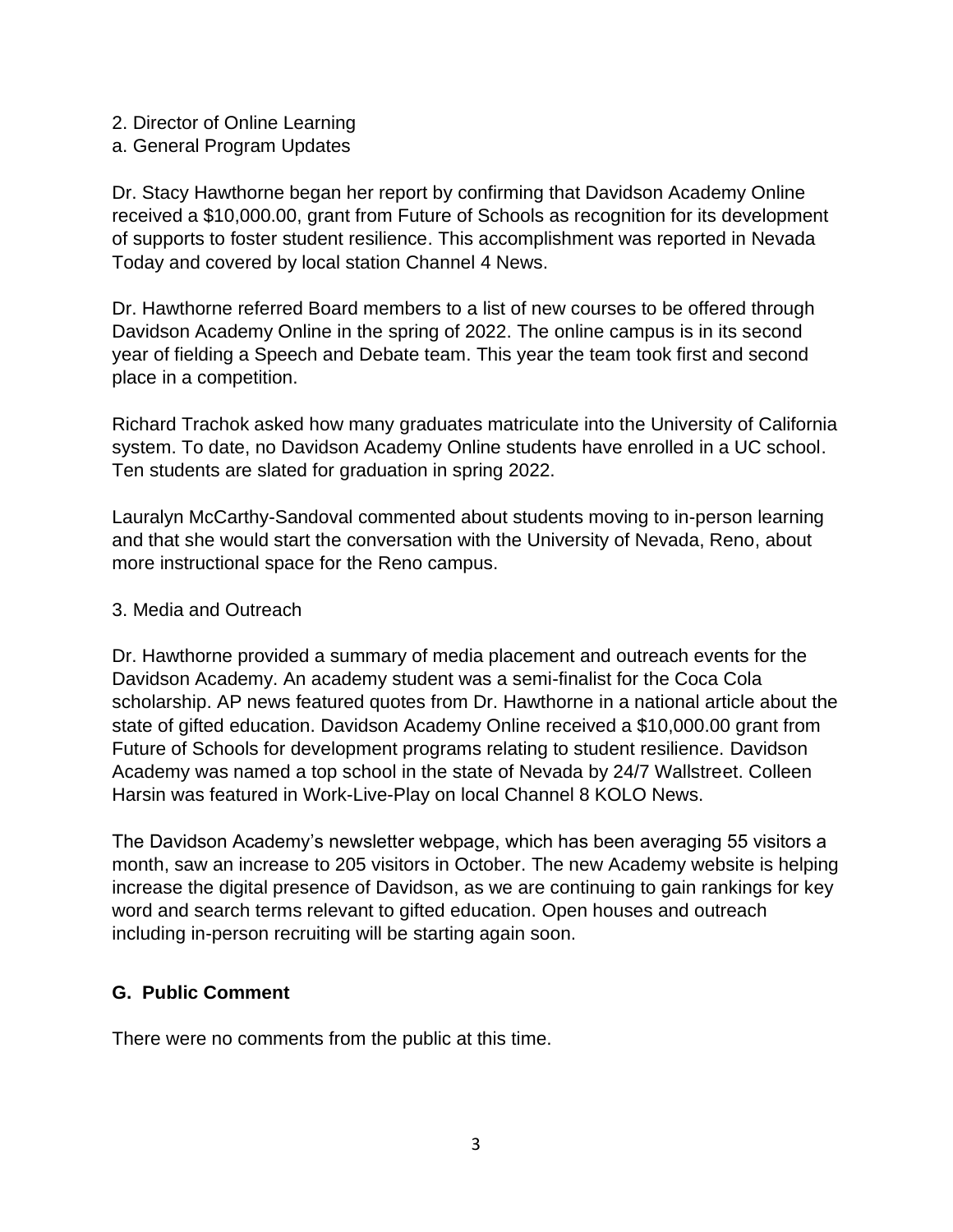2. Director of Online Learning

a. General Program Updates

Dr. Stacy Hawthorne began her report by confirming that Davidson Academy Online received a $10,000.00, grant from Future of Schools as recognition for its development of supports to foster student resilience. This accomplishment was reported in Nevada Today and covered by local station Channel 4 News.

Dr. Hawthorne referred Board members to a list of new courses to be offered through Davidson Academy Online in the spring of 2022. The online campus is in its second year of fielding a Speech and Debate team. This year the team took first and second place in a competition.

Richard Trachok asked how many graduates matriculate into the University of California system. To date, no Davidson Academy Online students have enrolled in a UC school. Ten students are slated for graduation in spring 2022.

Lauralyn McCarthy-Sandoval commented about students moving to in-person learning and that she would start the conversation with the University of Nevada, Reno, about more instructional space for the Reno campus.

3. Media and Outreach

Dr. Hawthorne provided a summary of media placement and outreach events for the Davidson Academy. An academy student was a semi-finalist for the Coca Cola scholarship. AP news featured quotes from Dr. Hawthorne in a national article about the state of gifted education. Davidson Academy Online received a $10,000.00 grant from Future of Schools for development programs relating to student resilience. Davidson Academy was named a top school in the state of Nevada by 24/7 Wallstreet. Colleen Harsin was featured in Work-Live-Play on local Channel 8 KOLO News.

The Davidson Academy's newsletter webpage, which has been averaging 55 visitors a month, saw an increase to 205 visitors in October. The new Academy website is helping increase the digital presence of Davidson, as we are continuing to gain rankings for key word and search terms relevant to gifted education. Open houses and outreach including in-person recruiting will be starting again soon.

## G. Public Comment

There were no comments from the public at this time.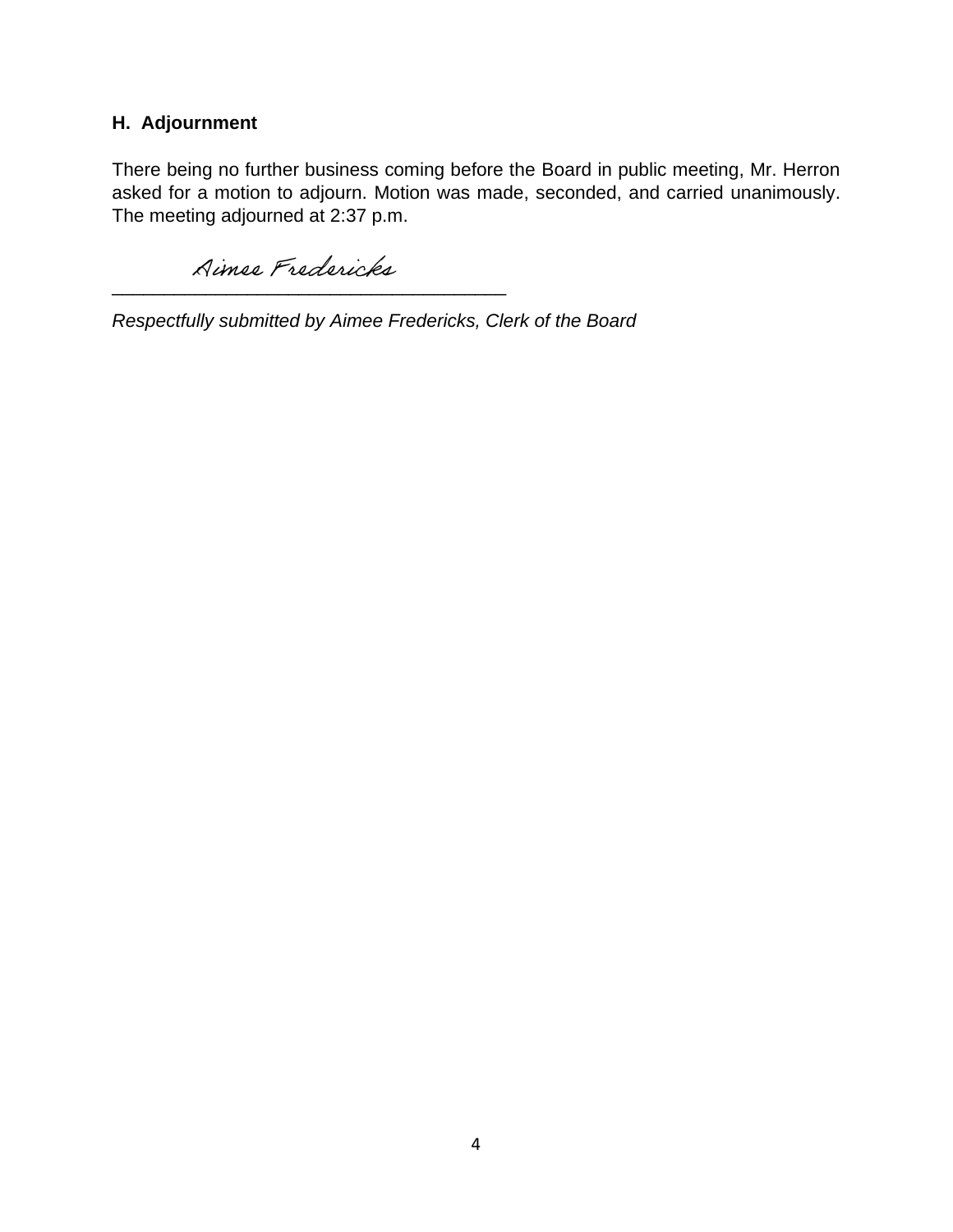**H. Adjournment**

There being no further business coming before the Board in public meeting, Mr. Herron asked for a motion to adjourn. Motion was made, seconded, and carried unanimously. The meeting adjourned at 2:37 p.m.

Aimee Fredericks

\_\_\_\_\_\_\_\_\_\_\_\_\_\_\_\_\_\_\_\_\_\_\_\_\_\_\_\_\_\_\_\_\_\_\_\_\_\_

*Respectfully submitted by Aimee Fredericks, Clerk of the Board*